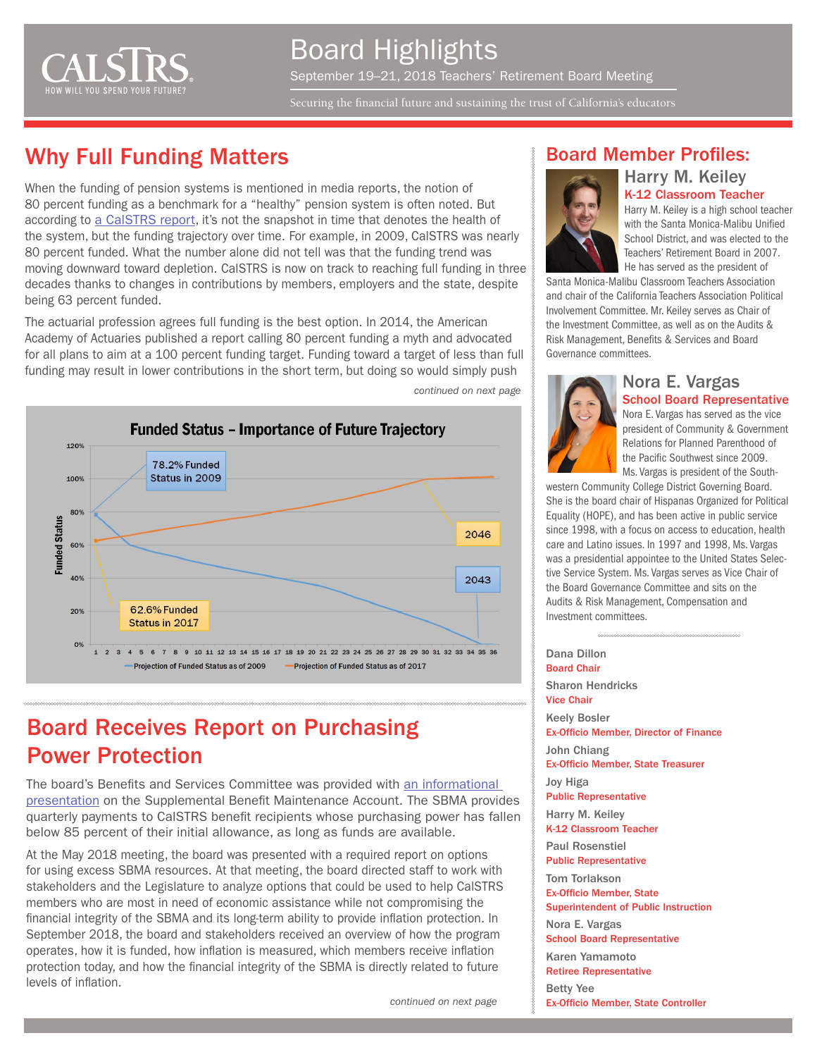# Board Highlights

September 19–21, 2018 Teachers' Retirement Board Meeting

Securing the financial future and sustaining the trust of California's educators

## Why Full Funding Matters

When the funding of pension systems is mentioned in media reports, the notion of 80 percent funding as a benchmark for a "healthy" pension system is often noted. But according to a CalSTRS report, it's not the snapshot in time that denotes the health of the system, but the funding trajectory over time. For example, in 2009, CalSTRS was nearly 80 percent funded. What the number alone did not tell was that the funding trend was moving downward toward depletion. CalSTRS is now on track to reaching full funding in three decades thanks to changes in contributions by members, employers and the state, despite being 63 percent funded.

The actuarial profession agrees full funding is the best option. In 2014, the American Academy of Actuaries published a report calling 80 percent funding a myth and advocated for all plans to aim at a 100 percent funding target. Funding toward a target of less than full funding may result in lower contributions in the short term, but doing so would simply push

*continued on next page*

**Funded Status – Importance of Future Trajectory**

Funded Status (0%–120%) by year 1–36. Callouts: 78.2% Funded Status in 2009; 62.6% Funded Status in 2017; 2043; 2046.

Legend: Projection of Funded Status as of 2009; Projection of Funded Status as of 2017

## Board Receives Report on Purchasing Power Protection

The board's Benefits and Services Committee was provided with an informational presentation on the Supplemental Benefit Maintenance Account. The SBMA provides quarterly payments to CalSTRS benefit recipients whose purchasing power has fallen below 85 percent of their initial allowance, as long as funds are available.

At the May 2018 meeting, the board was presented with a required report on options for using excess SBMA resources. At that meeting, the board directed staff to work with stakeholders and the Legislature to analyze options that could be used to help CalSTRS members who are most in need of economic assistance while not compromising the financial integrity of the SBMA and its long-term ability to provide inflation protection. In September 2018, the board and stakeholders received an overview of how the program operates, how it is funded, how inflation is measured, which members receive inflation protection today, and how the financial integrity of the SBMA is directly related to future levels of inflation.

*continued on next page*

## Board Member Profiles:

### Harry M. Keiley
**K-12 Classroom Teacher**

Harry M. Keiley is a high school teacher with the Santa Monica-Malibu Unified School District, and was elected to the Teachers' Retirement Board in 2007. He has served as the president of Santa Monica-Malibu Classroom Teachers Association and chair of the California Teachers Association Political Involvement Committee. Mr. Keiley serves as Chair of the Investment Committee, as well as on the Audits & Risk Management, Benefits & Services and Board Governance committees.

### Nora E. Vargas
**School Board Representative**

Nora E. Vargas has served as the vice president of Community & Government Relations for Planned Parenthood of the Pacific Southwest since 2009. Ms. Vargas is president of the Southwestern Community College District Governing Board. She is the board chair of Hispanas Organized for Political Equality (HOPE), and has been active in public service since 1998, with a focus on access to education, health care and Latino issues. In 1997 and 1998, Ms. Vargas was a presidential appointee to the United States Selective Service System. Ms. Vargas serves as Vice Chair of the Board Governance Committee and sits on the Audits & Risk Management, Compensation and Investment committees.

Dana Dillon
**Board Chair**

Sharon Hendricks
**Vice Chair**

Keely Bosler
**Ex-Officio Member, Director of Finance**

John Chiang
**Ex-Officio Member, State Treasurer**

Joy Higa
**Public Representative**

Harry M. Keiley
**K-12 Classroom Teacher**

Paul Rosenstiel
**Public Representative**

Tom Torlakson
**Ex-Officio Member, State Superintendent of Public Instruction**

Nora E. Vargas
**School Board Representative**

Karen Yamamoto
**Retiree Representative**

Betty Yee
**Ex-Officio Member, State Controller**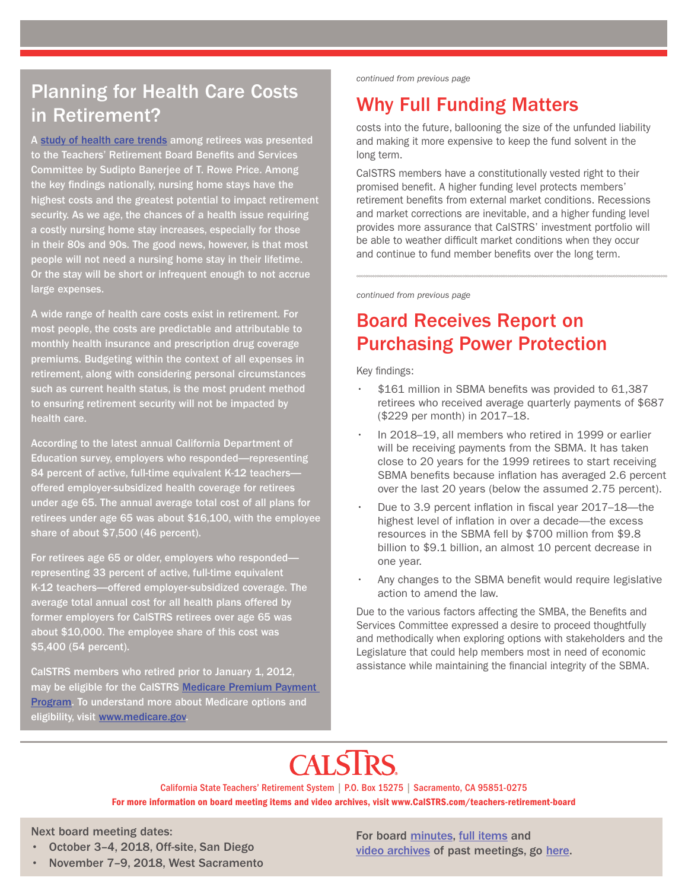## Planning for Health Care Costs in Retirement?

A study of health care trends among retirees was presented to the Teachers' Retirement Board Benefits and Services Committee by Sudipto Banerjee of T. Rowe Price. Among the key findings nationally, nursing home stays have the highest costs and the greatest potential to impact retirement security. As we age, the chances of a health issue requiring a costly nursing home stay increases, especially for those in their 80s and 90s. The good news, however, is that most people will not need a nursing home stay in their lifetime. Or the stay will be short or infrequent enough to not accrue large expenses.

A wide range of health care costs exist in retirement. For most people, the costs are predictable and attributable to monthly health insurance and prescription drug coverage premiums. Budgeting within the context of all expenses in retirement, along with considering personal circumstances such as current health status, is the most prudent method to ensuring retirement security will not be impacted by health care.

According to the latest annual California Department of Education survey, employers who responded—representing 84 percent of active, full-time equivalent K-12 teachers—offered employer-subsidized health coverage for retirees under age 65. The annual average total cost of all plans for retirees under age 65 was about $16,100, with the employee share of about $7,500 (46 percent).

For retirees age 65 or older, employers who responded—representing 33 percent of active, full-time equivalent K-12 teachers—offered employer-subsidized coverage. The average total annual cost for all health plans offered by former employers for CalSTRS retirees over age 65 was about $10,000. The employee share of this cost was $5,400 (54 percent).

CalSTRS members who retired prior to January 1, 2012, may be eligible for the CalSTRS Medicare Premium Payment Program. To understand more about Medicare options and eligibility, visit www.medicare.gov.

*continued from previous page*

## Why Full Funding Matters

costs into the future, ballooning the size of the unfunded liability and making it more expensive to keep the fund solvent in the long term.

CalSTRS members have a constitutionally vested right to their promised benefit. A higher funding level protects members' retirement benefits from external market conditions. Recessions and market corrections are inevitable, and a higher funding level provides more assurance that CalSTRS' investment portfolio will be able to weather difficult market conditions when they occur and continue to fund member benefits over the long term.

*continued from previous page*

## Board Receives Report on Purchasing Power Protection

Key findings:

- $161 million in SBMA benefits was provided to 61,387 retirees who received average quarterly payments of $687 ($229 per month) in 2017–18.
- In 2018–19, all members who retired in 1999 or earlier will be receiving payments from the SBMA. It has taken close to 20 years for the 1999 retirees to start receiving SBMA benefits because inflation has averaged 2.6 percent over the last 20 years (below the assumed 2.75 percent).
- Due to 3.9 percent inflation in fiscal year 2017–18—the highest level of inflation in over a decade—the excess resources in the SBMA fell by $700 million from $9.8 billion to $9.1 billion, an almost 10 percent decrease in one year.
- Any changes to the SBMA benefit would require legislative action to amend the law.

Due to the various factors affecting the SMBA, the Benefits and Services Committee expressed a desire to proceed thoughtfully and methodically when exploring options with stakeholders and the Legislature that could help members most in need of economic assistance while maintaining the financial integrity of the SBMA.

CALSTRS

California State Teachers' Retirement System | P.O. Box 15275 | Sacramento, CA 95851-0275

**For more information on board meeting items and video archives, visit www.CalSTRS.com/teachers-retirement-board**

**Next board meeting dates:**

- **October 3–4, 2018, Off-site, San Diego**
- **November 7–9, 2018, West Sacramento**

For board minutes, full items and video archives of past meetings, go here.